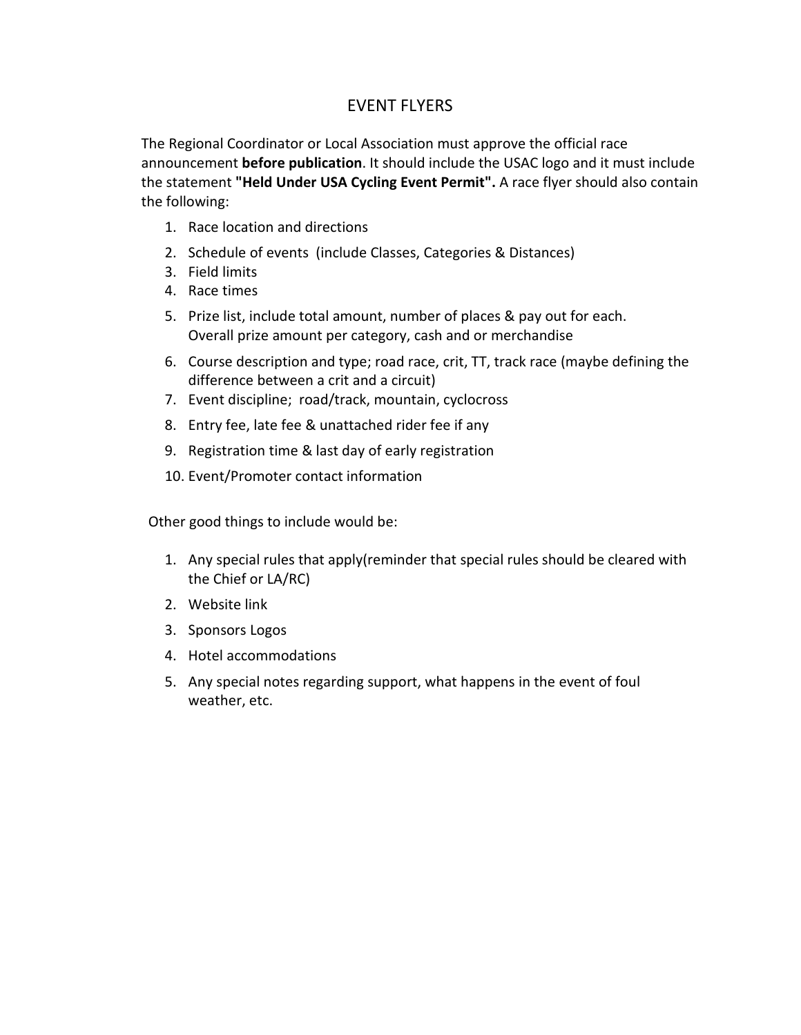# EVENT FLYERS

The Regional Coordinator or Local Association must approve the official race announcement **before publication**. It should include the USAC logo and it must include the statement **"Held Under USA Cycling Event Permit".** A race flyer should also contain the following:

1. Race location and directions
2. Schedule of events (include Classes, Categories & Distances)
3. Field limits
4. Race times
5. Prize list, include total amount, number of places & pay out for each. Overall prize amount per category, cash and or merchandise
6. Course description and type; road race, crit, TT, track race (maybe defining the difference between a crit and a circuit)
7. Event discipline; road/track, mountain, cyclocross
8. Entry fee, late fee & unattached rider fee if any
9. Registration time & last day of early registration
10. Event/Promoter contact information

Other good things to include would be:

1. Any special rules that apply(reminder that special rules should be cleared with the Chief or LA/RC)
2. Website link
3. Sponsors Logos
4. Hotel accommodations
5. Any special notes regarding support, what happens in the event of foul weather, etc.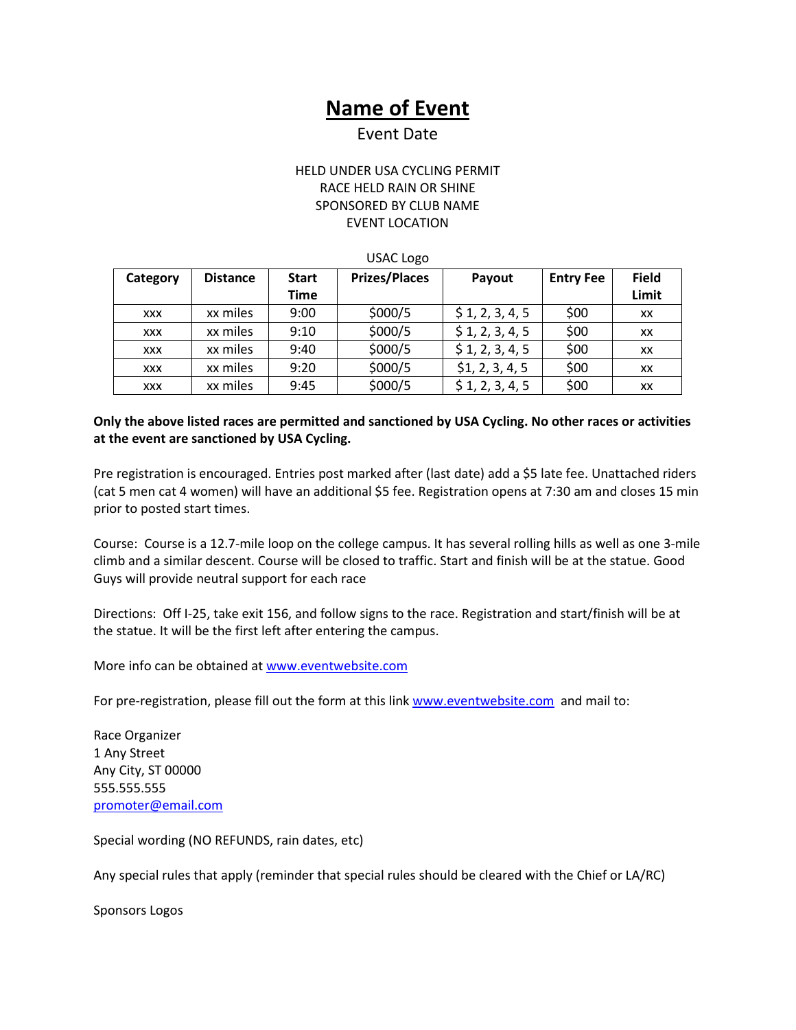# Name of Event

Event Date

HELD UNDER USA CYCLING PERMIT
RACE HELD RAIN OR SHINE
SPONSORED BY CLUB NAME
EVENT LOCATION

USAC Logo

| Category | Distance | Start Time | Prizes/Places | Payout | Entry Fee | Field Limit |
|---|---|---|---|---|---|---|
| xxx | xx miles | 9:00 | $000/5 | $ 1, 2, 3, 4, 5 | $00 | xx |
| xxx | xx miles | 9:10 | $000/5 | $ 1, 2, 3, 4, 5 | $00 | xx |
| xxx | xx miles | 9:40 | $000/5 | $ 1, 2, 3, 4, 5 | $00 | xx |
| xxx | xx miles | 9:20 | $000/5 | $1, 2, 3, 4, 5 | $00 | xx |
| xxx | xx miles | 9:45 | $000/5 | $ 1, 2, 3, 4, 5 | $00 | xx |

**Only the above listed races are permitted and sanctioned by USA Cycling. No other races or activities at the event are sanctioned by USA Cycling.**

Pre registration is encouraged. Entries post marked after (last date) add a $5 late fee. Unattached riders (cat 5 men cat 4 women) will have an additional $5 fee. Registration opens at 7:30 am and closes 15 min prior to posted start times.

Course: Course is a 12.7-mile loop on the college campus. It has several rolling hills as well as one 3-mile climb and a similar descent. Course will be closed to traffic. Start and finish will be at the statue. Good Guys will provide neutral support for each race

Directions: Off I-25, take exit 156, and follow signs to the race. Registration and start/finish will be at the statue. It will be the first left after entering the campus.

More info can be obtained at [www.eventwebsite.com](http://www.eventwebsite.com)

For pre-registration, please fill out the form at this link [www.eventwebsite.com](http://www.eventwebsite.com) and mail to:

Race Organizer
1 Any Street
Any City, ST 00000
555.555.555
[promoter@email.com](mailto:promoter@email.com)

Special wording (NO REFUNDS, rain dates, etc)

Any special rules that apply (reminder that special rules should be cleared with the Chief or LA/RC)

Sponsors Logos